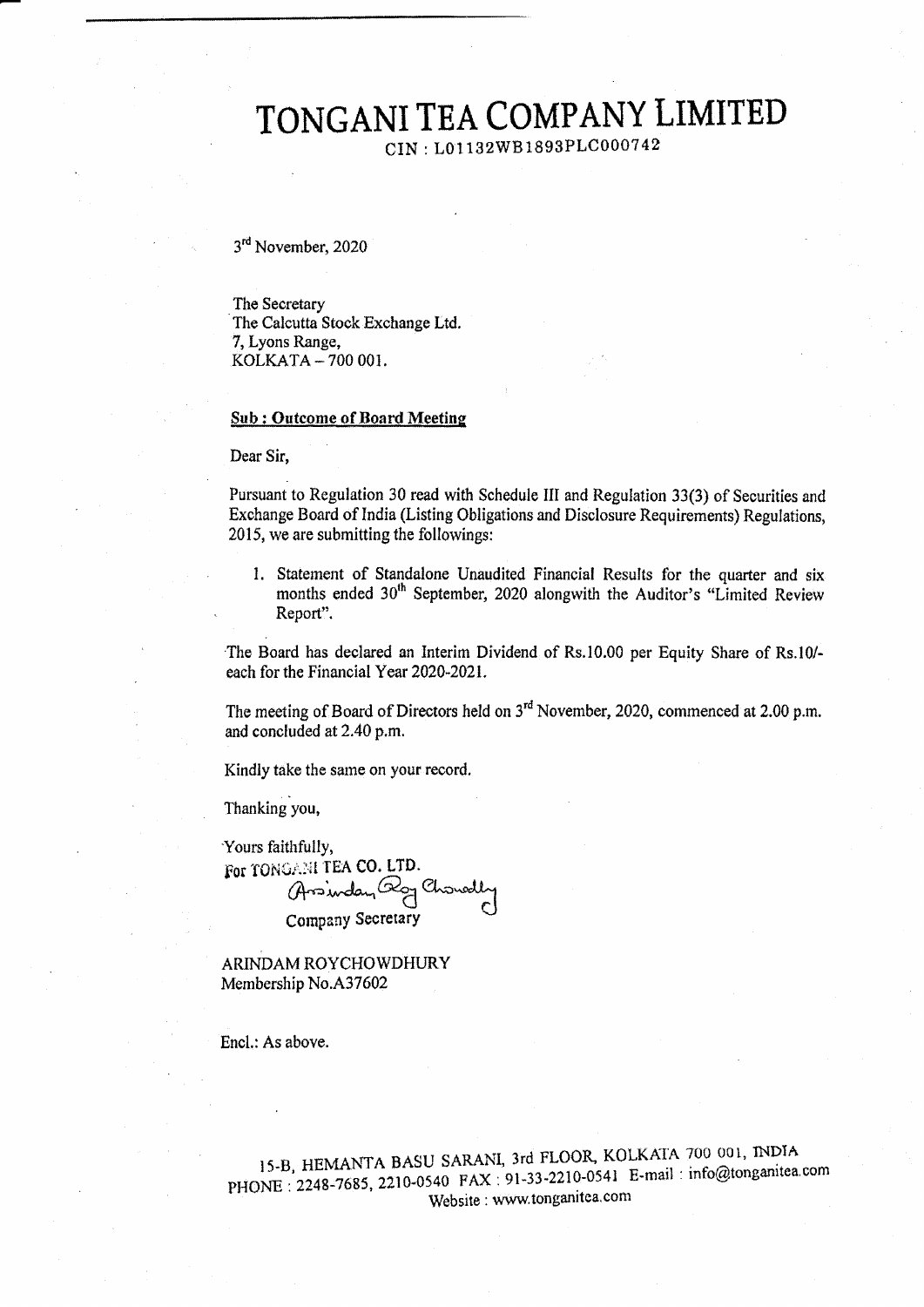# TONGANI TEA COMPANY LIMITED

CIN : L01132WB1893PLC000742

3rd November, 2020

The Secretary
The Calcutta Stock Exchange Ltd.
7, Lyons Range,
KOLKATA – 700 001.

**Sub : Outcome of Board Meeting**

Dear Sir,

Pursuant to Regulation 30 read with Schedule III and Regulation 33(3) of Securities and Exchange Board of India (Listing Obligations and Disclosure Requirements) Regulations, 2015, we are submitting the followings:

1. Statement of Standalone Unaudited Financial Results for the quarter and six months ended 30th September, 2020 alongwith the Auditor's "Limited Review Report".

The Board has declared an Interim Dividend of Rs.10.00 per Equity Share of Rs.10/- each for the Financial Year 2020-2021.

The meeting of Board of Directors held on 3rd November, 2020, commenced at 2.00 p.m. and concluded at 2.40 p.m.

Kindly take the same on your record.

Thanking you,

Yours faithfully,
For TONGANI TEA CO. LTD.

Company Secretary

ARINDAM ROYCHOWDHURY
Membership No.A37602

Encl.: As above.

15-B, HEMANTA BASU SARANI, 3rd FLOOR, KOLKATA 700 001, INDIA
PHONE : 2248-7685, 2210-0540 FAX : 91-33-2210-0541 E-mail : info@tonganitea.com
Website : www.tonganitea.com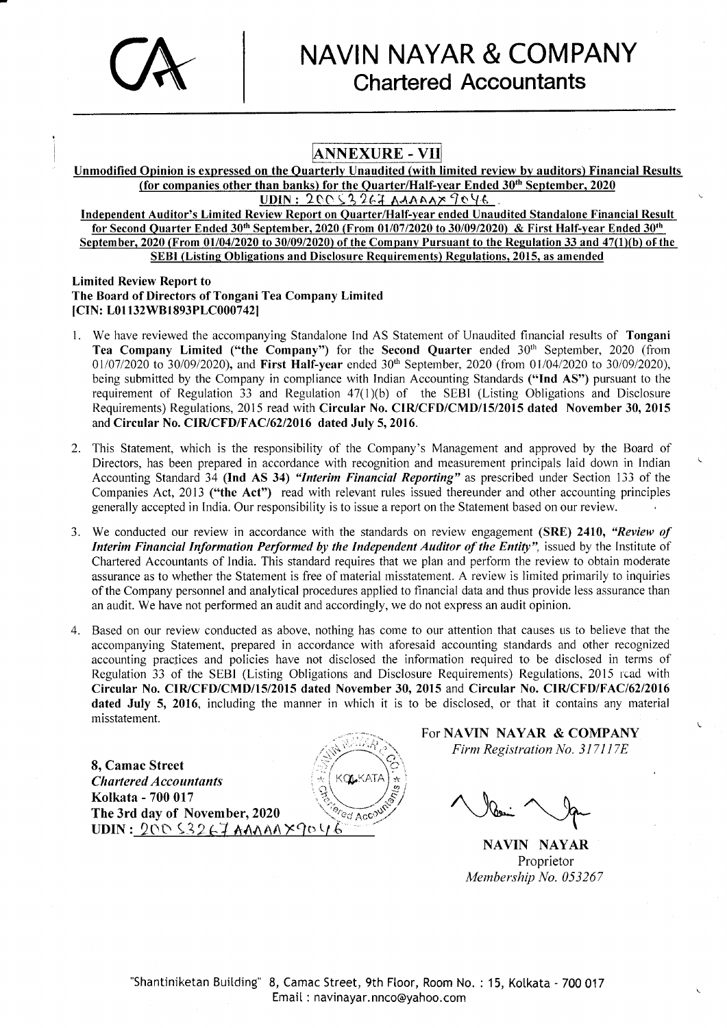# NAVIN NAYAR & COMPANY

## Chartered Accountants

## ANNEXURE - VII

**Unmodified Opinion is expressed on the Quarterly Unaudited (with limited review by auditors) Financial Results (for companies other than banks) for the Quarter/Half-year Ended 30th September, 2020**

**UDIN : 20053267AAAAAX9046 .**

**Independent Auditor's Limited Review Report on Quarter/Half-year ended Unaudited Standalone Financial Result for Second Quarter Ended 30th September, 2020 (From 01/07/2020 to 30/09/2020) & First Half-year Ended 30th September, 2020 (From 01/04/2020 to 30/09/2020) of the Company Pursuant to the Regulation 33 and 47(1)(b) of the SEBI (Listing Obligations and Disclosure Requirements) Regulations, 2015, as amended**

**Limited Review Report to**
**The Board of Directors of Tongani Tea Company Limited**
**[CIN: L01132WB1893PLC000742]**

1. We have reviewed the accompanying Standalone Ind AS Statement of Unaudited financial results of **Tongani Tea Company Limited ("the Company")** for the **Second Quarter** ended 30th September, 2020 (from 01/07/2020 to 30/09/2020), and **First Half-year** ended 30th September, 2020 (from 01/04/2020 to 30/09/2020), being submitted by the Company in compliance with Indian Accounting Standards **("Ind AS")** pursuant to the requirement of Regulation 33 and Regulation 47(1)(b) of the SEBI (Listing Obligations and Disclosure Requirements) Regulations, 2015 read with **Circular No. CIR/CFD/CMD/15/2015 dated November 30, 2015** and **Circular No. CIR/CFD/FAC/62/2016 dated July 5, 2016.**

2. This Statement, which is the responsibility of the Company's Management and approved by the Board of Directors, has been prepared in accordance with recognition and measurement principals laid down in Indian Accounting Standard 34 **(Ind AS 34)** ***"Interim Financial Reporting"*** as prescribed under Section 133 of the Companies Act, 2013 **("the Act")** read with relevant rules issued thereunder and other accounting principles generally accepted in India. Our responsibility is to issue a report on the Statement based on our review.

3. We conducted our review in accordance with the standards on review engagement **(SRE) 2410,** ***"Review of Interim Financial Information Performed by the Independent Auditor of the Entity"***, issued by the Institute of Chartered Accountants of India. This standard requires that we plan and perform the review to obtain moderate assurance as to whether the Statement is free of material misstatement. A review is limited primarily to inquiries of the Company personnel and analytical procedures applied to financial data and thus provide less assurance than an audit. We have not performed an audit and accordingly, we do not express an audit opinion.

4. Based on our review conducted as above, nothing has come to our attention that causes us to believe that the accompanying Statement, prepared in accordance with aforesaid accounting standards and other recognized accounting practices and policies have not disclosed the information required to be disclosed in terms of Regulation 33 of the SEBI (Listing Obligations and Disclosure Requirements) Regulations, 2015 read with **Circular No. CIR/CFD/CMD/15/2015 dated November 30, 2015** and **Circular No. CIR/CFD/FAC/62/2016 dated July 5, 2016**, including the manner in which it is to be disclosed, or that it contains any material misstatement.

For **NAVIN NAYAR & COMPANY**
*Firm Registration No. 317117E*

**8, Camac Street**
***Chartered Accountants***
**Kolkata - 700 017**
**The 3rd day of November, 2020**
**UDIN : 20053267AAAAAX9046**

**NAVIN NAYAR**
Proprietor
*Membership No. 053267*

"Shantiniketan Building" 8, Camac Street, 9th Floor, Room No. : 15, Kolkata - 700 017
Email : navinayar.nnco@yahoo.com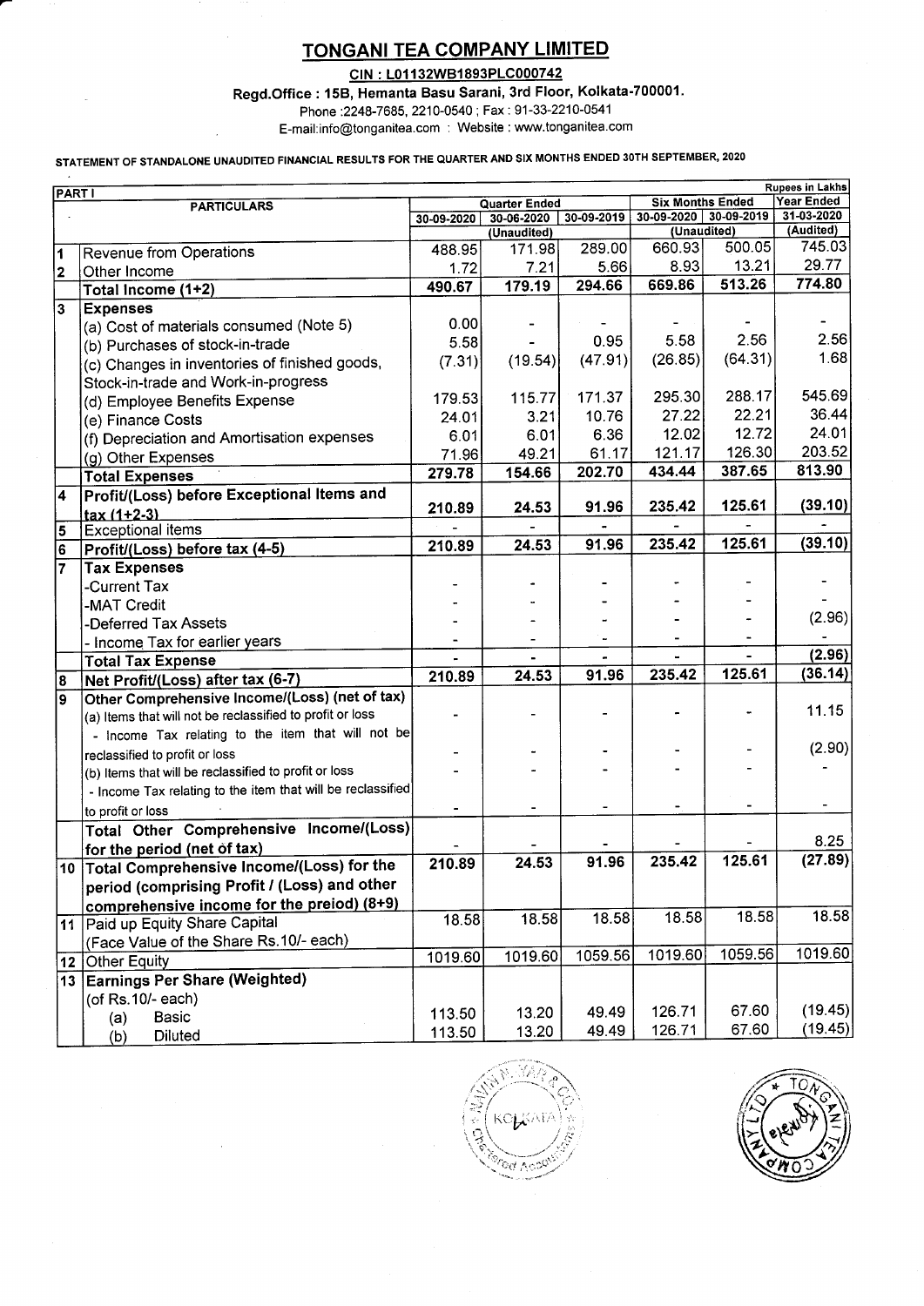# TONGANI TEA COMPANY LIMITED

**CIN : L01132WB1893PLC000742**

**Regd.Office : 15B, Hemanta Basu Sarani, 3rd Floor, Kolkata-700001.**

Phone :2248-7685, 2210-0540 ; Fax : 91-33-2210-0541

E-mail:info@tonganitea.com : Website : www.tonganitea.com

**STATEMENT OF STANDALONE UNAUDITED FINANCIAL RESULTS FOR THE QUARTER AND SIX MONTHS ENDED 30TH SEPTEMBER, 2020**

**PART I** — Rupees in Lakhs

| | PARTICULARS | Quarter Ended | | | Six Months Ended | | Year Ended |
|---|---|---|---|---|---|---|---|
| | | 30-09-2020 | 30-06-2020 | 30-09-2019 | 30-09-2020 | 30-09-2019 | 31-03-2020 |
| | | (Unaudited) | | | (Unaudited) | | (Audited) |
| 1 | Revenue from Operations | 488.95 | 171.98 | 289.00 | 660.93 | 500.05 | 745.03 |
| 2 | Other Income | 1.72 | 7.21 | 5.66 | 8.93 | 13.21 | 29.77 |
| | **Total Income (1+2)** | **490.67** | **179.19** | **294.66** | **669.86** | **513.26** | **774.80** |
| 3 | **Expenses** | | | | | | |
| | (a) Cost of materials consumed (Note 5) | 0.00 | - | - | - | - | - |
| | (b) Purchases of stock-in-trade | 5.58 | - | 0.95 | 5.58 | 2.56 | 2.56 |
| | (c) Changes in inventories of finished goods, Stock-in-trade and Work-in-progress | (7.31) | (19.54) | (47.91) | (26.85) | (64.31) | 1.68 |
| | (d) Employee Benefits Expense | 179.53 | 115.77 | 171.37 | 295.30 | 288.17 | 545.69 |
| | (e) Finance Costs | 24.01 | 3.21 | 10.76 | 27.22 | 22.21 | 36.44 |
| | (f) Depreciation and Amortisation expenses | 6.01 | 6.01 | 6.36 | 12.02 | 12.72 | 24.01 |
| | (g) Other Expenses | 71.96 | 49.21 | 61.17 | 121.17 | 126.30 | 203.52 |
| | **Total Expenses** | **279.78** | **154.66** | **202.70** | **434.44** | **387.65** | **813.90** |
| 4 | **Profit/(Loss) before Exceptional Items and tax (1+2-3)** | **210.89** | **24.53** | **91.96** | **235.42** | **125.61** | **(39.10)** |
| 5 | Exceptional items | - | - | - | - | - | - |
| 6 | **Profit/(Loss) before tax (4-5)** | **210.89** | **24.53** | **91.96** | **235.42** | **125.61** | **(39.10)** |
| 7 | **Tax Expenses** | | | | | | |
| | -Current Tax | - | - | - | - | - | - |
| | -MAT Credit | - | - | - | - | - | - |
| | -Deferred Tax Assets | - | - | - | - | - | (2.96) |
| | - Income Tax for earlier years | - | - | - | - | - | - |
| | **Total Tax Expense** | - | - | - | - | - | **(2.96)** |
| 8 | **Net Profit/(Loss) after tax (6-7)** | **210.89** | **24.53** | **91.96** | **235.42** | **125.61** | **(36.14)** |
| 9 | **Other Comprehensive Income/(Loss) (net of tax)** | | | | | | |
| | (a) Items that will not be reclassified to profit or loss | - | - | - | - | - | 11.15 |
| | - Income Tax relating to the item that will not be reclassified to profit or loss | - | - | - | - | - | (2.90) |
| | (b) Items that will be reclassified to profit or loss | - | - | - | - | - | - |
| | - Income Tax relating to the item that will be reclassified to profit or loss | - | - | - | - | - | - |
| | **Total Other Comprehensive Income/(Loss) for the period (net of tax)** | - | - | - | - | - | 8.25 |
| 10 | **Total Comprehensive Income/(Loss) for the period (comprising Profit / (Loss) and other comprehensive income for the preiod) (8+9)** | **210.89** | **24.53** | **91.96** | **235.42** | **125.61** | **(27.89)** |
| 11 | Paid up Equity Share Capital (Face Value of the Share Rs.10/- each) | 18.58 | 18.58 | 18.58 | 18.58 | 18.58 | 18.58 |
| 12 | Other Equity | 1019.60 | 1019.60 | 1059.56 | 1019.60 | 1059.56 | 1019.60 |
| 13 | **Earnings Per Share (Weighted)** (of Rs.10/- each) | | | | | | |
| | (a) Basic | 113.50 | 13.20 | 49.49 | 126.71 | 67.60 | (19.45) |
| | (b) Diluted | 113.50 | 13.20 | 49.49 | 126.71 | 67.60 | (19.45) |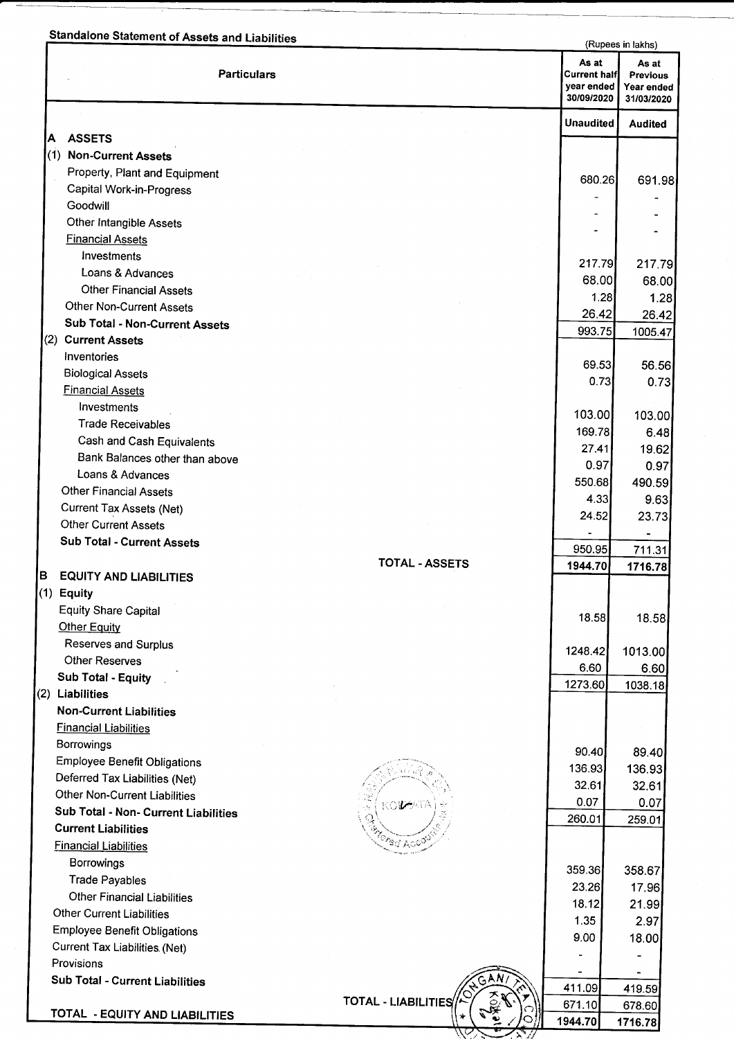## Standalone Statement of Assets and Liabilities

(Rupees in lakhs)

| Particulars | As at Current half year ended 30/09/2020 | As at Previous Year ended 31/03/2020 |
|---|---|---|
| | Unaudited | Audited |
| **A ASSETS** | | |
| **(1) Non-Current Assets** | | |
| Property, Plant and Equipment | 680.26 | 691.98 |
| Capital Work-in-Progress | - | - |
| Goodwill | - | - |
| Other Intangible Assets | - | - |
| Financial Assets | | |
| Investments | 217.79 | 217.79 |
| Loans & Advances | 68.00 | 68.00 |
| Other Financial Assets | 1.28 | 1.28 |
| Other Non-Current Assets | 26.42 | 26.42 |
| **Sub Total - Non-Current Assets** | 993.75 | 1005.47 |
| **(2) Current Assets** | | |
| Inventories | 69.53 | 56.56 |
| Biological Assets | 0.73 | 0.73 |
| Financial Assets | | |
| Investments | 103.00 | 103.00 |
| Trade Receivables | 169.78 | 6.48 |
| Cash and Cash Equivalents | 27.41 | 19.62 |
| Bank Balances other than above | 0.97 | 0.97 |
| Loans & Advances | 550.68 | 490.59 |
| Other Financial Assets | 4.33 | 9.63 |
| Current Tax Assets (Net) | 24.52 | 23.73 |
| Other Current Assets | - | - |
| **Sub Total - Current Assets** | 950.95 | 711.31 |
| **TOTAL - ASSETS** | **1944.70** | **1716.78** |
| **B EQUITY AND LIABILITIES** | | |
| **(1) Equity** | | |
| Equity Share Capital | 18.58 | 18.58 |
| Other Equity | | |
| Reserves and Surplus | 1248.42 | 1013.00 |
| Other Reserves | 6.60 | 6.60 |
| **Sub Total - Equity** | 1273.60 | 1038.18 |
| **(2) Liabilities** | | |
| **Non-Current Liabilities** | | |
| Financial Liabilities | | |
| Borrowings | 90.40 | 89.40 |
| Employee Benefit Obligations | 136.93 | 136.93 |
| Deferred Tax Liabilities (Net) | 32.61 | 32.61 |
| Other Non-Current Liabilities | 0.07 | 0.07 |
| **Sub Total - Non- Current Liabilities** | 260.01 | 259.01 |
| **Current Liabilities** | | |
| Financial Liabilities | | |
| Borrowings | 359.36 | 358.67 |
| Trade Payables | 23.26 | 17.96 |
| Other Financial Liabilities | 18.12 | 21.99 |
| Other Current Liabilities | 1.35 | 2.97 |
| Employee Benefit Obligations | 9.00 | 18.00 |
| Current Tax Liabilities (Net) | - | - |
| Provisions | - | - |
| **Sub Total - Current Liabilities** | 411.09 | 419.59 |
| **TOTAL - LIABILITIES** | 671.10 | 678.60 |
| **TOTAL - EQUITY AND LIABILITIES** | **1944.70** | **1716.78** |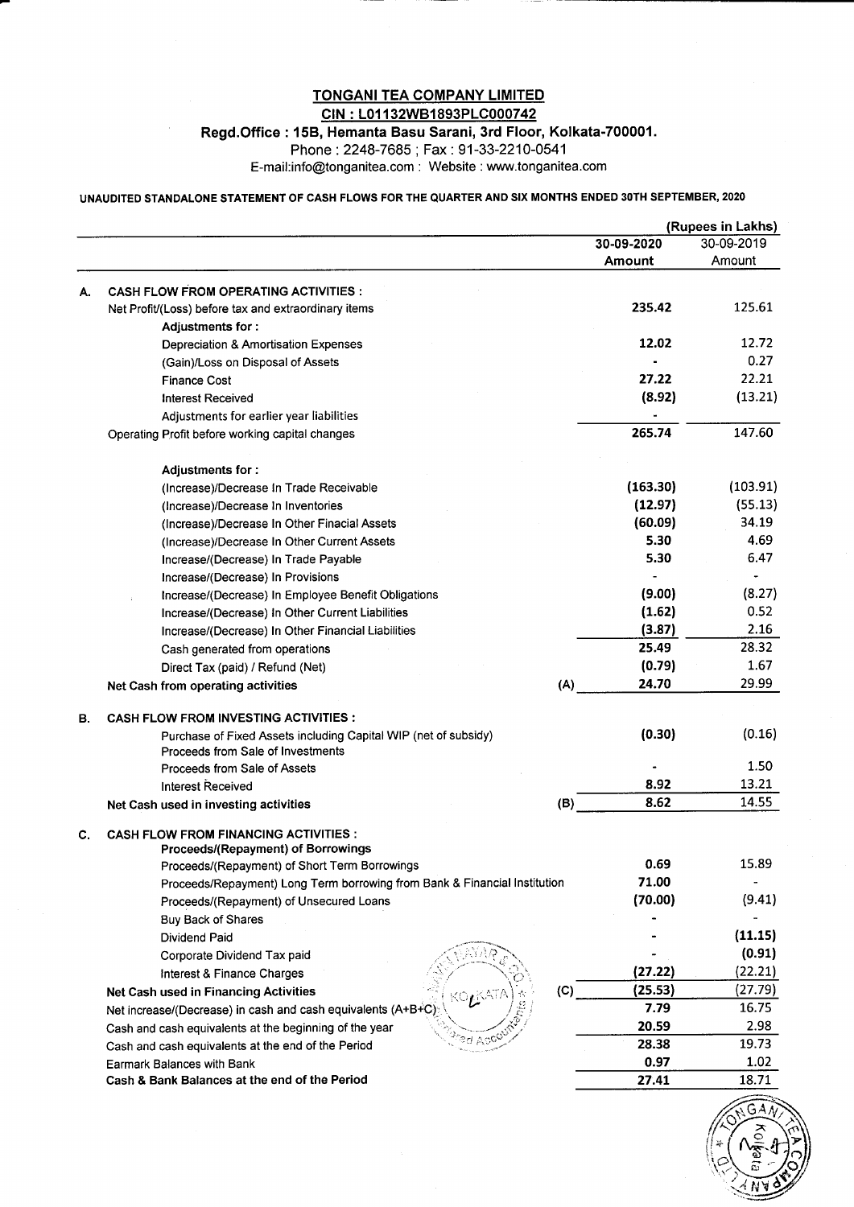# TONGANI TEA COMPANY LIMITED

**CIN : L01132WB1893PLC000742**

**Regd.Office : 15B, Hemanta Basu Sarani, 3rd Floor, Kolkata-700001.**

Phone : 2248-7685 ; Fax : 91-33-2210-0541

E-mail:info@tonganitea.com : Website : www.tonganitea.com

**UNAUDITED STANDALONE STATEMENT OF CASH FLOWS FOR THE QUARTER AND SIX MONTHS ENDED 30TH SEPTEMBER, 2020**

(Rupees in Lakhs)

| | | | 30-09-2020 Amount | 30-09-2019 Amount |
|---|---|---|---|---|
| **A.** | **CASH FLOW FROM OPERATING ACTIVITIES :** | | | |
| | Net Profit/(Loss) before tax and extraordinary items | | 235.42 | 125.61 |
| | **Adjustments for :** | | | |
| | Depreciation & Amortisation Expenses | | 12.02 | 12.72 |
| | (Gain)/Loss on Disposal of Assets | | - | 0.27 |
| | Finance Cost | | 27.22 | 22.21 |
| | Interest Received | | (8.92) | (13.21) |
| | Adjustments for earlier year liabilities | | - | |
| | Operating Profit before working capital changes | | 265.74 | 147.60 |
| | **Adjustments for :** | | | |
| | (Increase)/Decrease In Trade Receivable | | (163.30) | (103.91) |
| | (Increase)/Decrease In Inventories | | (12.97) | (55.13) |
| | (Increase)/Decrease In Other Finacial Assets | | (60.09) | 34.19 |
| | (Increase)/Decrease In Other Current Assets | | 5.30 | 4.69 |
| | Increase/(Decrease) In Trade Payable | | 5.30 | 6.47 |
| | Increase/(Decrease) In Provisions | | - | - |
| | Increase/(Decrease) In Employee Benefit Obligations | | (9.00) | (8.27) |
| | Increase/(Decrease) In Other Current Liabilities | | (1.62) | 0.52 |
| | Increase/(Decrease) In Other Financial Liabilities | | (3.87) | 2.16 |
| | Cash generated from operations | | 25.49 | 28.32 |
| | Direct Tax (paid) / Refund (Net) | | (0.79) | 1.67 |
| | **Net Cash from operating activities** | (A) | 24.70 | 29.99 |
| **B.** | **CASH FLOW FROM INVESTING ACTIVITIES :** | | | |
| | Purchase of Fixed Assets including Capital WIP (net of subsidy) | | (0.30) | (0.16) |
| | Proceeds from Sale of Investments | | | |
| | Proceeds from Sale of Assets | | - | 1.50 |
| | Interest Received | | 8.92 | 13.21 |
| | **Net Cash used in investing activities** | (B) | 8.62 | 14.55 |
| **C.** | **CASH FLOW FROM FINANCING ACTIVITIES :** | | | |
| | **Proceeds/(Repayment) of Borrowings** | | | |
| | Proceeds/(Repayment) of Short Term Borrowings | | 0.69 | 15.89 |
| | Proceeds/Repayment) Long Term borrowing from Bank & Financial Institution | | 71.00 | - |
| | Proceeds/(Repayment) of Unsecured Loans | | (70.00) | (9.41) |
| | Buy Back of Shares | | - | - |
| | Dividend Paid | | - | (11.15) |
| | Corporate Dividend Tax paid | | - | (0.91) |
| | Interest & Finance Charges | | (27.22) | (22.21) |
| | **Net Cash used in Financing Activities** | (C) | (25.53) | (27.79) |
| | Net increase/(Decrease) in cash and cash equivalents (A+B+C) | | 7.79 | 16.75 |
| | Cash and cash equivalents at the beginning of the year | | 20.59 | 2.98 |
| | Cash and cash equivalents at the end of the Period | | 28.38 | 19.73 |
| | Earmark Balances with Bank | | 0.97 | 1.02 |
| | **Cash & Bank Balances at the end of the Period** | | 27.41 | 18.71 |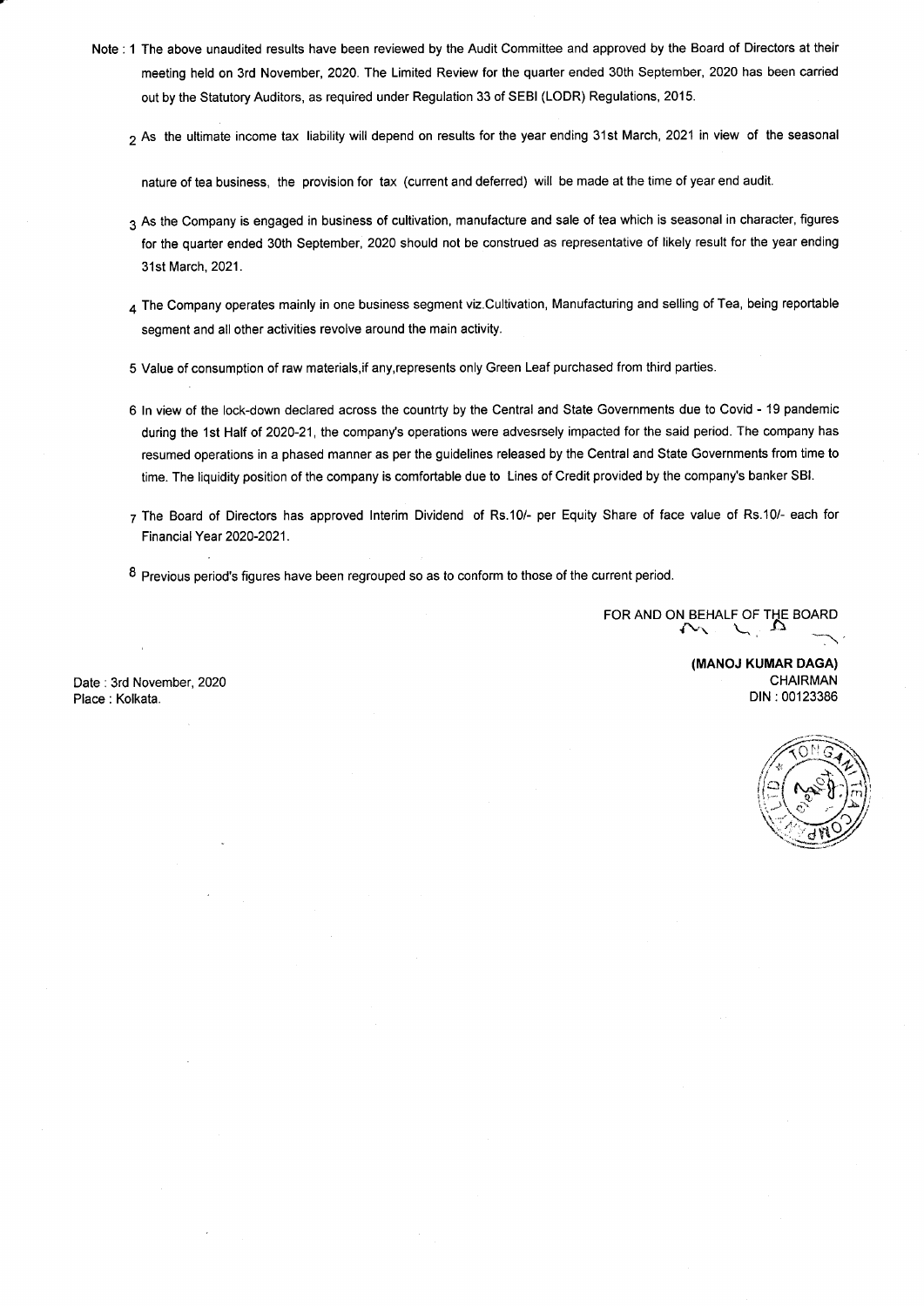Note : 1 The above unaudited results have been reviewed by the Audit Committee and approved by the Board of Directors at their meeting held on 3rd November, 2020. The Limited Review for the quarter ended 30th September, 2020 has been carried out by the Statutory Auditors, as required under Regulation 33 of SEBI (LODR) Regulations, 2015.

2 As the ultimate income tax liability will depend on results for the year ending 31st March, 2021 in view of the seasonal nature of tea business, the provision for tax (current and deferred) will be made at the time of year end audit.

3 As the Company is engaged in business of cultivation, manufacture and sale of tea which is seasonal in character, figures for the quarter ended 30th September, 2020 should not be construed as representative of likely result for the year ending 31st March, 2021.

4 The Company operates mainly in one business segment viz.Cultivation, Manufacturing and selling of Tea, being reportable segment and all other activities revolve around the main activity.

5 Value of consumption of raw materials,if any,represents only Green Leaf purchased from third parties.

6 In view of the lock-down declared across the countrty by the Central and State Governments due to Covid - 19 pandemic during the 1st Half of 2020-21, the company's operations were advesrsely impacted for the said period. The company has resumed operations in a phased manner as per the guidelines released by the Central and State Governments from time to time. The liquidity position of the company is comfortable due to Lines of Credit provided by the company's banker SBI.

7 The Board of Directors has approved Interim Dividend of Rs.10/- per Equity Share of face value of Rs.10/- each for Financial Year 2020-2021.

8 Previous period's figures have been regrouped so as to conform to those of the current period.

FOR AND ON BEHALF OF THE BOARD

**(MANOJ KUMAR DAGA)**
CHAIRMAN
DIN : 00123386

Date : 3rd November, 2020
Place : Kolkata.